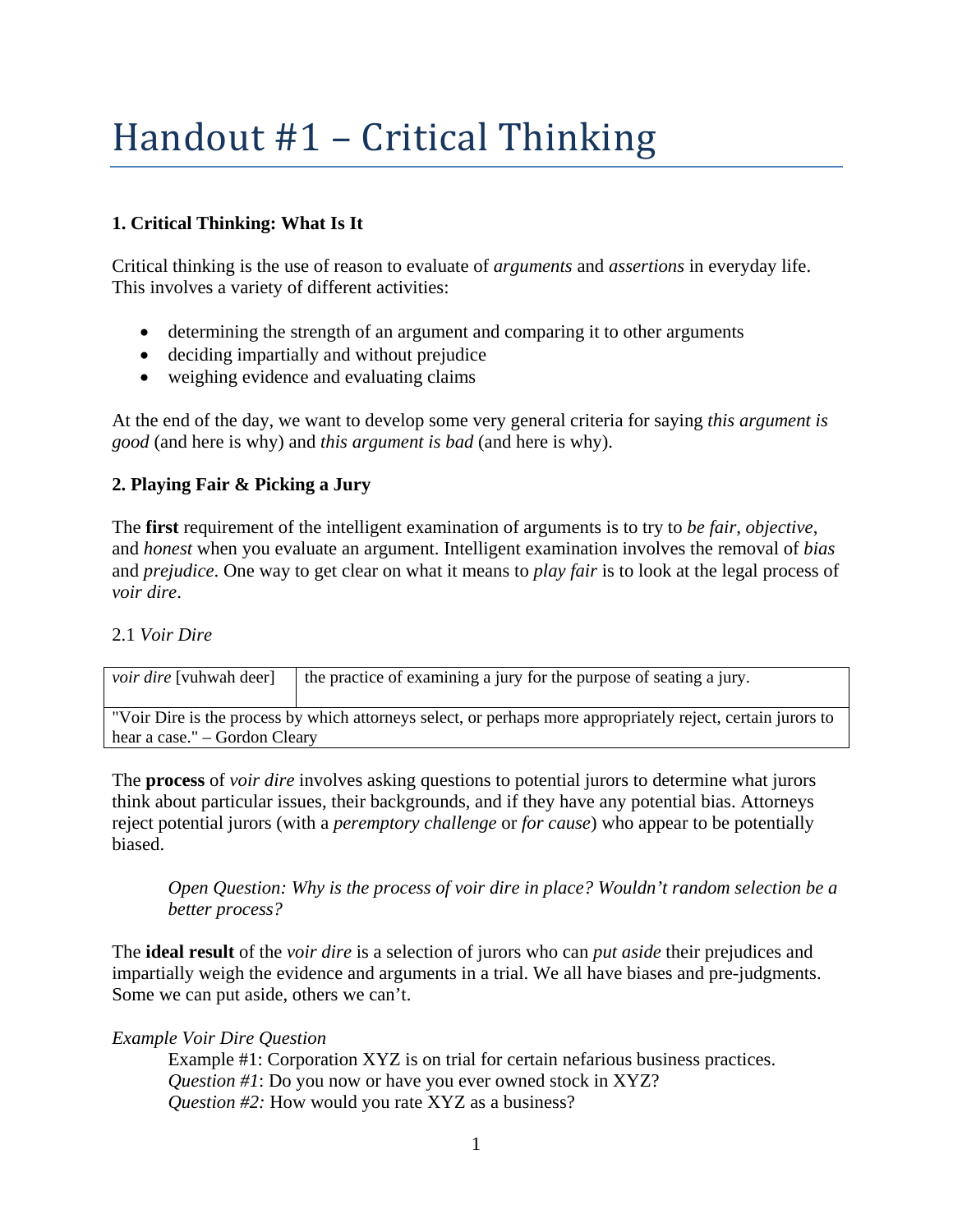# Handout #1 – Critical Thinking

**1. Critical Thinking: What Is It**

Critical thinking is the use of reason to evaluate of *arguments* and *assertions* in everyday life. This involves a variety of different activities:

- determining the strength of an argument and comparing it to other arguments
- deciding impartially and without prejudice
- weighing evidence and evaluating claims

At the end of the day, we want to develop some very general criteria for saying *this argument is good* (and here is why) and *this argument is bad* (and here is why).

**2. Playing Fair & Picking a Jury**

The **first** requirement of the intelligent examination of arguments is to try to *be fair*, *objective*, and *honest* when you evaluate an argument. Intelligent examination involves the removal of *bias* and *prejudice*. One way to get clear on what it means to *play fair* is to look at the legal process of *voir dire*.

2.1 *Voir Dire*

| *voir dire* [vuhwah deer] | the practice of examining a jury for the purpose of seating a jury. |
|---|---|
| "Voir Dire is the process by which attorneys select, or perhaps more appropriately reject, certain jurors to hear a case." – Gordon Cleary | |

The **process** of *voir dire* involves asking questions to potential jurors to determine what jurors think about particular issues, their backgrounds, and if they have any potential bias. Attorneys reject potential jurors (with a *peremptory challenge* or *for cause*) who appear to be potentially biased.

> *Open Question: Why is the process of voir dire in place? Wouldn't random selection be a better process?*

The **ideal result** of the *voir dire* is a selection of jurors who can *put aside* their prejudices and impartially weigh the evidence and arguments in a trial. We all have biases and pre-judgments. Some we can put aside, others we can't.

*Example Voir Dire Question*

> Example #1: Corporation XYZ is on trial for certain nefarious business practices.
> *Question #1*: Do you now or have you ever owned stock in XYZ?
> *Question #2:* How would you rate XYZ as a business?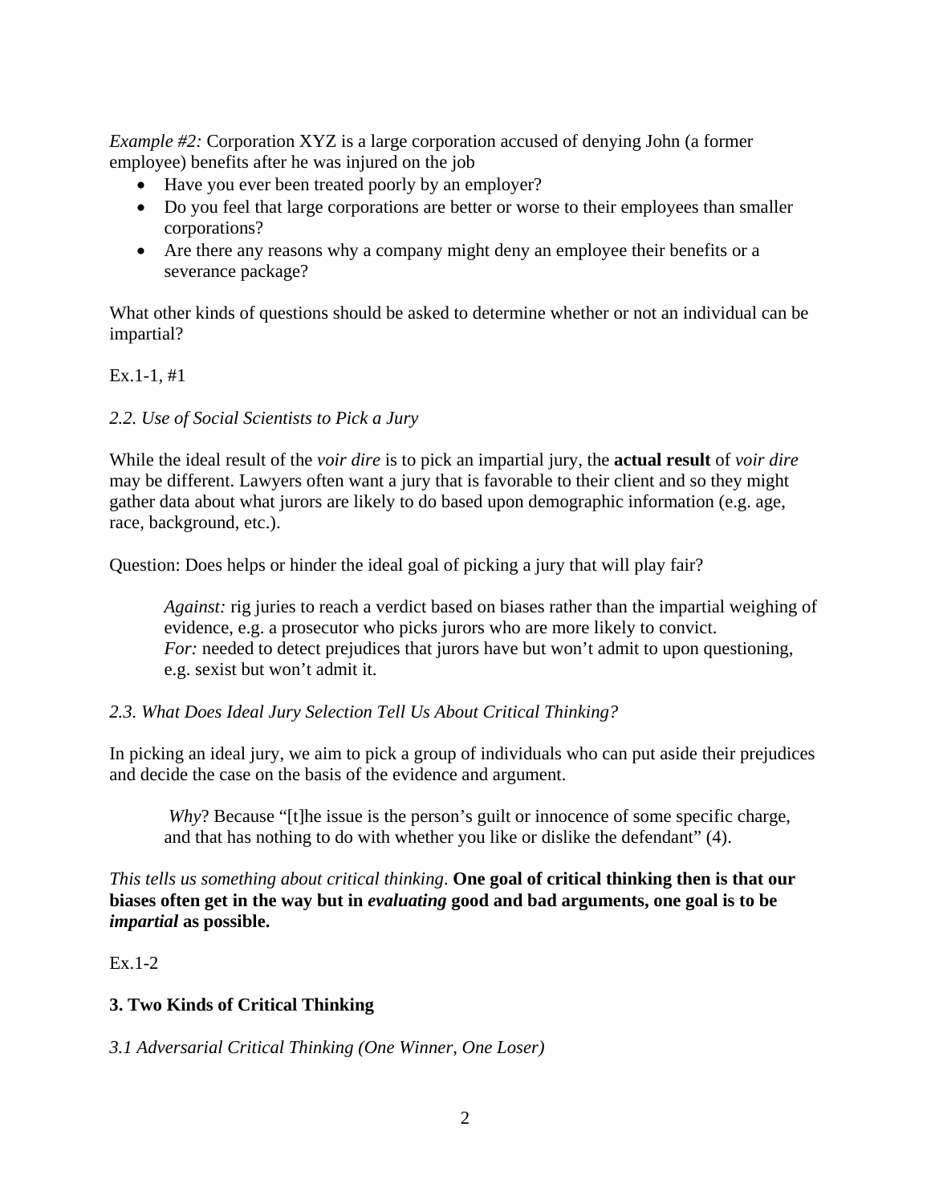*Example #2:* Corporation XYZ is a large corporation accused of denying John (a former employee) benefits after he was injured on the job

- Have you ever been treated poorly by an employer?
- Do you feel that large corporations are better or worse to their employees than smaller corporations?
- Are there any reasons why a company might deny an employee their benefits or a severance package?

What other kinds of questions should be asked to determine whether or not an individual can be impartial?

Ex.1-1, #1

*2.2. Use of Social Scientists to Pick a Jury*

While the ideal result of the *voir dire* is to pick an impartial jury, the **actual result** of *voir dire* may be different. Lawyers often want a jury that is favorable to their client and so they might gather data about what jurors are likely to do based upon demographic information (e.g. age, race, background, etc.).

Question: Does helps or hinder the ideal goal of picking a jury that will play fair?

> *Against:* rig juries to reach a verdict based on biases rather than the impartial weighing of evidence, e.g. a prosecutor who picks jurors who are more likely to convict.
> *For:* needed to detect prejudices that jurors have but won't admit to upon questioning, e.g. sexist but won't admit it.

*2.3. What Does Ideal Jury Selection Tell Us About Critical Thinking?*

In picking an ideal jury, we aim to pick a group of individuals who can put aside their prejudices and decide the case on the basis of the evidence and argument.

> *Why*? Because "[t]he issue is the person's guilt or innocence of some specific charge, and that has nothing to do with whether you like or dislike the defendant" (4).

*This tells us something about critical thinking*. **One goal of critical thinking then is that our biases often get in the way but in *evaluating* good and bad arguments, one goal is to be *impartial* as possible.**

Ex.1-2

## 3. Two Kinds of Critical Thinking

*3.1 Adversarial Critical Thinking (One Winner, One Loser)*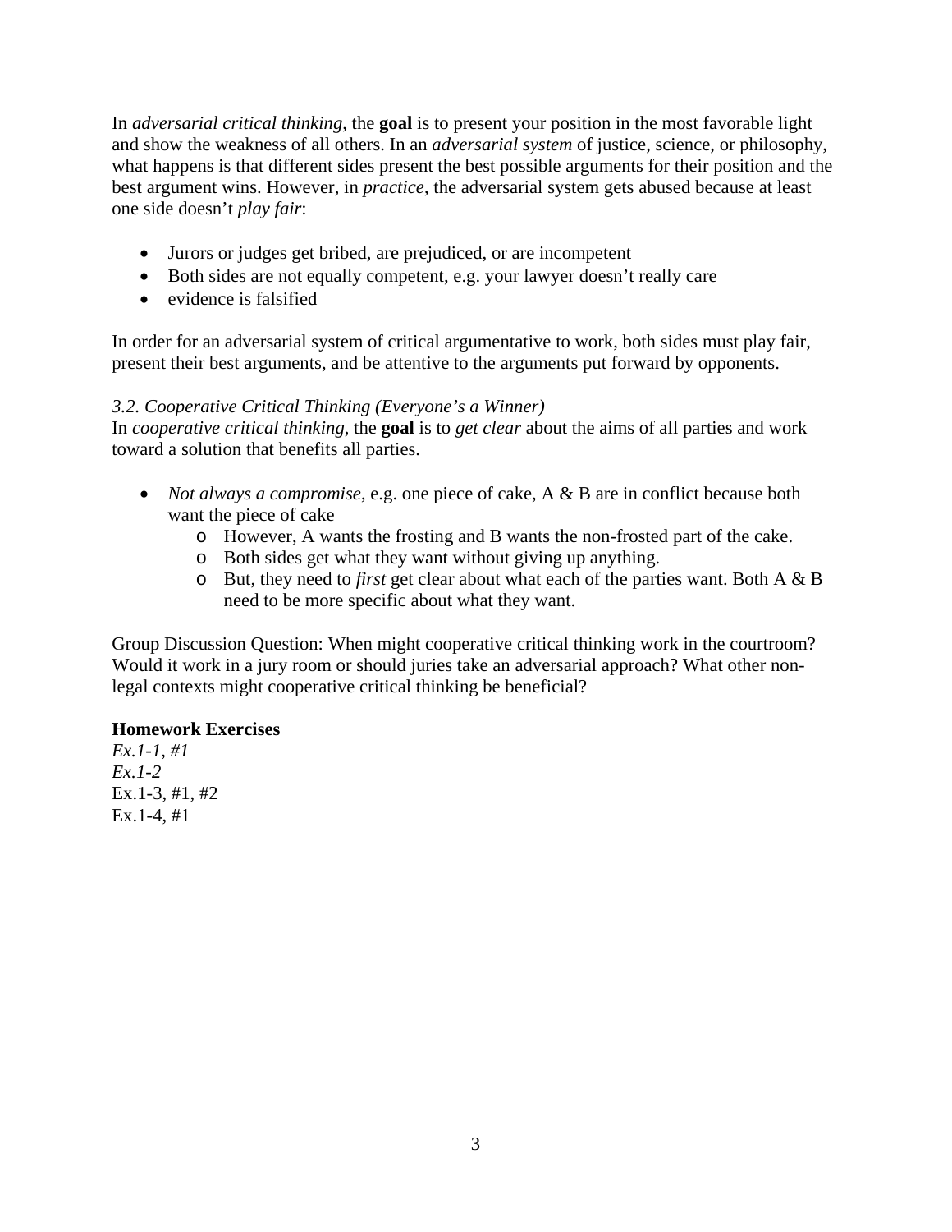In *adversarial critical thinking*, the **goal** is to present your position in the most favorable light and show the weakness of all others. In an *adversarial system* of justice, science, or philosophy, what happens is that different sides present the best possible arguments for their position and the best argument wins. However, in *practice*, the adversarial system gets abused because at least one side doesn't *play fair*:

- Jurors or judges get bribed, are prejudiced, or are incompetent
- Both sides are not equally competent, e.g. your lawyer doesn't really care
- evidence is falsified

In order for an adversarial system of critical argumentative to work, both sides must play fair, present their best arguments, and be attentive to the arguments put forward by opponents.

*3.2. Cooperative Critical Thinking (Everyone's a Winner)*

In *cooperative critical thinking*, the **goal** is to *get clear* about the aims of all parties and work toward a solution that benefits all parties.

- *Not always a compromise*, e.g. one piece of cake, A & B are in conflict because both want the piece of cake
    - However, A wants the frosting and B wants the non-frosted part of the cake.
    - Both sides get what they want without giving up anything.
    - But, they need to *first* get clear about what each of the parties want. Both A & B need to be more specific about what they want.

Group Discussion Question: When might cooperative critical thinking work in the courtroom? Would it work in a jury room or should juries take an adversarial approach? What other non-legal contexts might cooperative critical thinking be beneficial?

**Homework Exercises**

*Ex.1-1, #1*
*Ex.1-2*
Ex.1-3, #1, #2
Ex.1-4, #1